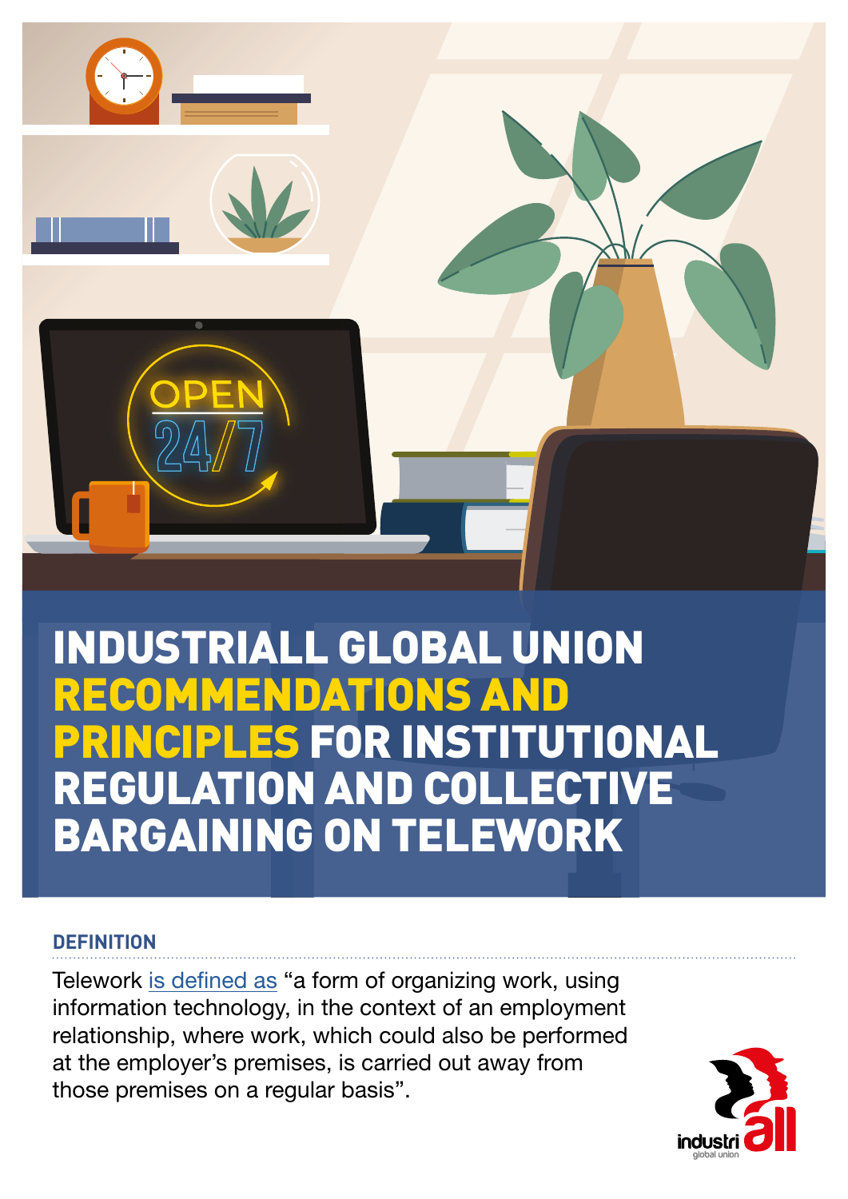# INDUSTRIALL GLOBAL UNION RECOMMENDATIONS AND PRINCIPLES FOR INSTITUTIONAL REGULATION AND COLLECTIVE BARGAINING ON TELEWORK

## DEFINITION

Telework is defined as "a form of organizing work, using information technology, in the context of an employment relationship, where work, which could also be performed at the employer's premises, is carried out away from those premises on a regular basis".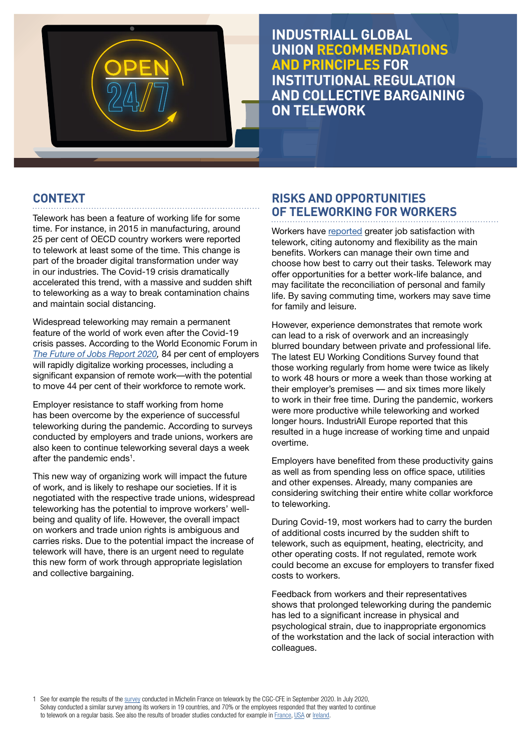# INDUSTRIALL GLOBAL UNION RECOMMENDATIONS AND PRINCIPLES FOR INSTITUTIONAL REGULATION AND COLLECTIVE BARGAINING ON TELEWORK

## CONTEXT

Telework has been a feature of working life for some time. For instance, in 2015 in manufacturing, around 25 per cent of OECD country workers were reported to telework at least some of the time. This change is part of the broader digital transformation under way in our industries. The Covid-19 crisis dramatically accelerated this trend, with a massive and sudden shift to teleworking as a way to break contamination chains and maintain social distancing.

Widespread teleworking may remain a permanent feature of the world of work even after the Covid-19 crisis passes. According to the World Economic Forum in *The Future of Jobs Report 2020*, 84 per cent of employers will rapidly digitalize working processes, including a significant expansion of remote work—with the potential to move 44 per cent of their workforce to remote work.

Employer resistance to staff working from home has been overcome by the experience of successful teleworking during the pandemic. According to surveys conducted by employers and trade unions, workers are also keen to continue teleworking several days a week after the pandemic ends[1].

This new way of organizing work will impact the future of work, and is likely to reshape our societies. If it is negotiated with the respective trade unions, widespread teleworking has the potential to improve workers' well-being and quality of life. However, the overall impact on workers and trade union rights is ambiguous and carries risks. Due to the potential impact the increase of telework will have, there is an urgent need to regulate this new form of work through appropriate legislation and collective bargaining.

## RISKS AND OPPORTUNITIES OF TELEWORKING FOR WORKERS

Workers have reported greater job satisfaction with telework, citing autonomy and flexibility as the main benefits. Workers can manage their own time and choose how best to carry out their tasks. Telework may offer opportunities for a better work-life balance, and may facilitate the reconciliation of personal and family life. By saving commuting time, workers may save time for family and leisure.

However, experience demonstrates that remote work can lead to a risk of overwork and an increasingly blurred boundary between private and professional life. The latest EU Working Conditions Survey found that those working regularly from home were twice as likely to work 48 hours or more a week than those working at their employer's premises — and six times more likely to work in their free time. During the pandemic, workers were more productive while teleworking and worked longer hours. IndustriAll Europe reported that this resulted in a huge increase of working time and unpaid overtime.

Employers have benefited from these productivity gains as well as from spending less on office space, utilities and other expenses. Already, many companies are considering switching their entire white collar workforce to teleworking.

During Covid-19, most workers had to carry the burden of additional costs incurred by the sudden shift to telework, such as equipment, heating, electricity, and other operating costs. If not regulated, remote work could become an excuse for employers to transfer fixed costs to workers.

Feedback from workers and their representatives shows that prolonged teleworking during the pandemic has led to a significant increase in physical and psychological strain, due to inappropriate ergonomics of the workstation and the lack of social interaction with colleagues.

---

1 See for example the results of the survey conducted in Michelin France on telework by the CGC-CFE in September 2020. In July 2020, Solvay conducted a similar survey among its workers in 19 countries, and 70% or the employees responded that they wanted to continue to telework on a regular basis. See also the results of broader studies conducted for example in France, USA or Ireland.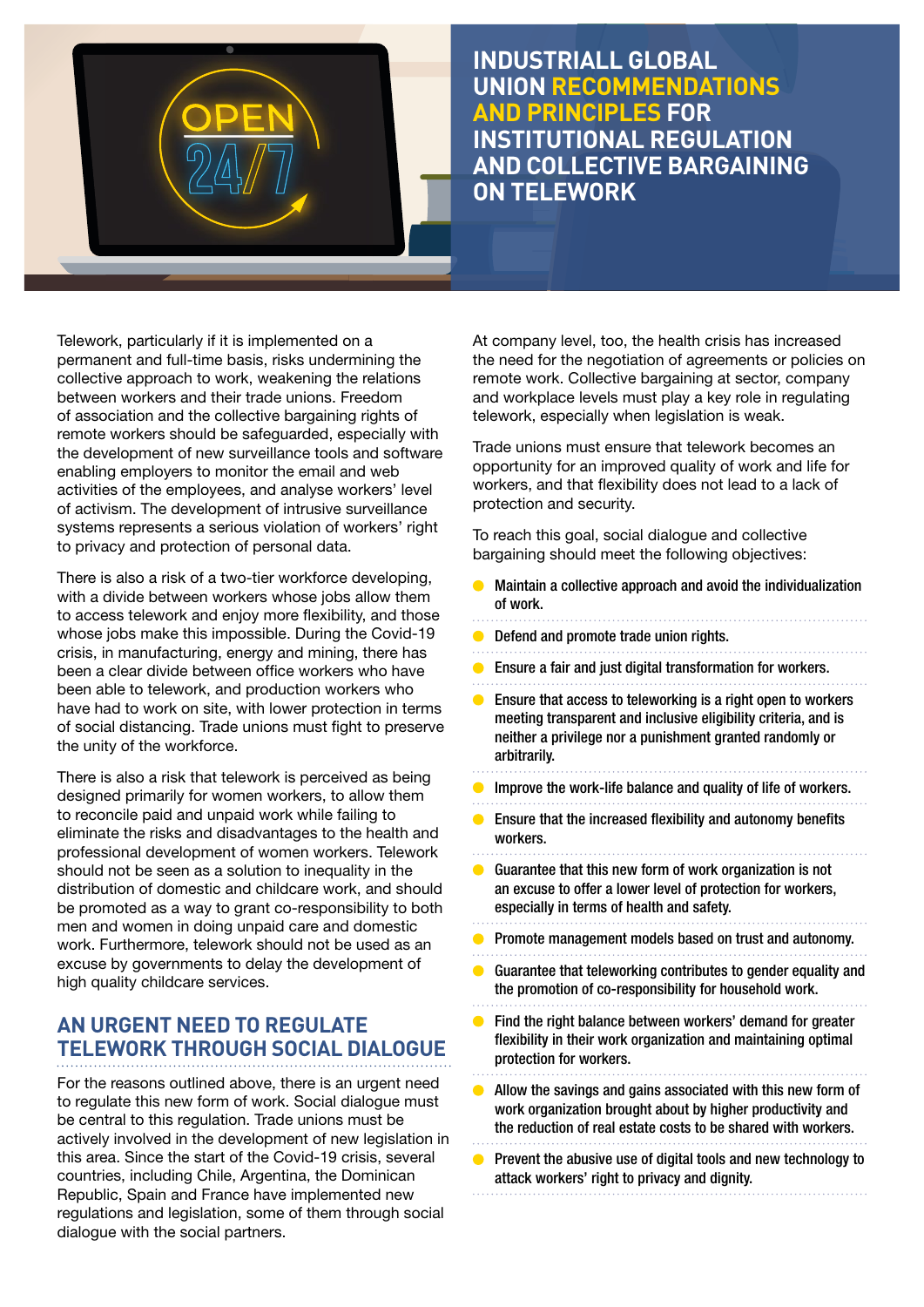# INDUSTRIALL GLOBAL UNION RECOMMENDATIONS AND PRINCIPLES FOR INSTITUTIONAL REGULATION AND COLLECTIVE BARGAINING ON TELEWORK

Telework, particularly if it is implemented on a permanent and full-time basis, risks undermining the collective approach to work, weakening the relations between workers and their trade unions. Freedom of association and the collective bargaining rights of remote workers should be safeguarded, especially with the development of new surveillance tools and software enabling employers to monitor the email and web activities of the employees, and analyse workers' level of activism. The development of intrusive surveillance systems represents a serious violation of workers' right to privacy and protection of personal data.

There is also a risk of a two-tier workforce developing, with a divide between workers whose jobs allow them to access telework and enjoy more flexibility, and those whose jobs make this impossible. During the Covid-19 crisis, in manufacturing, energy and mining, there has been a clear divide between office workers who have been able to telework, and production workers who have had to work on site, with lower protection in terms of social distancing. Trade unions must fight to preserve the unity of the workforce.

There is also a risk that telework is perceived as being designed primarily for women workers, to allow them to reconcile paid and unpaid work while failing to eliminate the risks and disadvantages to the health and professional development of women workers. Telework should not be seen as a solution to inequality in the distribution of domestic and childcare work, and should be promoted as a way to grant co-responsibility to both men and women in doing unpaid care and domestic work. Furthermore, telework should not be used as an excuse by governments to delay the development of high quality childcare services.

## AN URGENT NEED TO REGULATE TELEWORK THROUGH SOCIAL DIALOGUE

For the reasons outlined above, there is an urgent need to regulate this new form of work. Social dialogue must be central to this regulation. Trade unions must be actively involved in the development of new legislation in this area. Since the start of the Covid-19 crisis, several countries, including Chile, Argentina, the Dominican Republic, Spain and France have implemented new regulations and legislation, some of them through social dialogue with the social partners.

At company level, too, the health crisis has increased the need for the negotiation of agreements or policies on remote work. Collective bargaining at sector, company and workplace levels must play a key role in regulating telework, especially when legislation is weak.

Trade unions must ensure that telework becomes an opportunity for an improved quality of work and life for workers, and that flexibility does not lead to a lack of protection and security.

To reach this goal, social dialogue and collective bargaining should meet the following objectives:

- Maintain a collective approach and avoid the individualization of work.
- Defend and promote trade union rights.
- Ensure a fair and just digital transformation for workers.
- Ensure that access to teleworking is a right open to workers meeting transparent and inclusive eligibility criteria, and is neither a privilege nor a punishment granted randomly or arbitrarily.
- Improve the work-life balance and quality of life of workers.
- Ensure that the increased flexibility and autonomy benefits workers.
- Guarantee that this new form of work organization is not an excuse to offer a lower level of protection for workers, especially in terms of health and safety.
- Promote management models based on trust and autonomy.
- Guarantee that teleworking contributes to gender equality and the promotion of co-responsibility for household work.
- Find the right balance between workers' demand for greater flexibility in their work organization and maintaining optimal protection for workers.
- Allow the savings and gains associated with this new form of work organization brought about by higher productivity and the reduction of real estate costs to be shared with workers.
- Prevent the abusive use of digital tools and new technology to attack workers' right to privacy and dignity.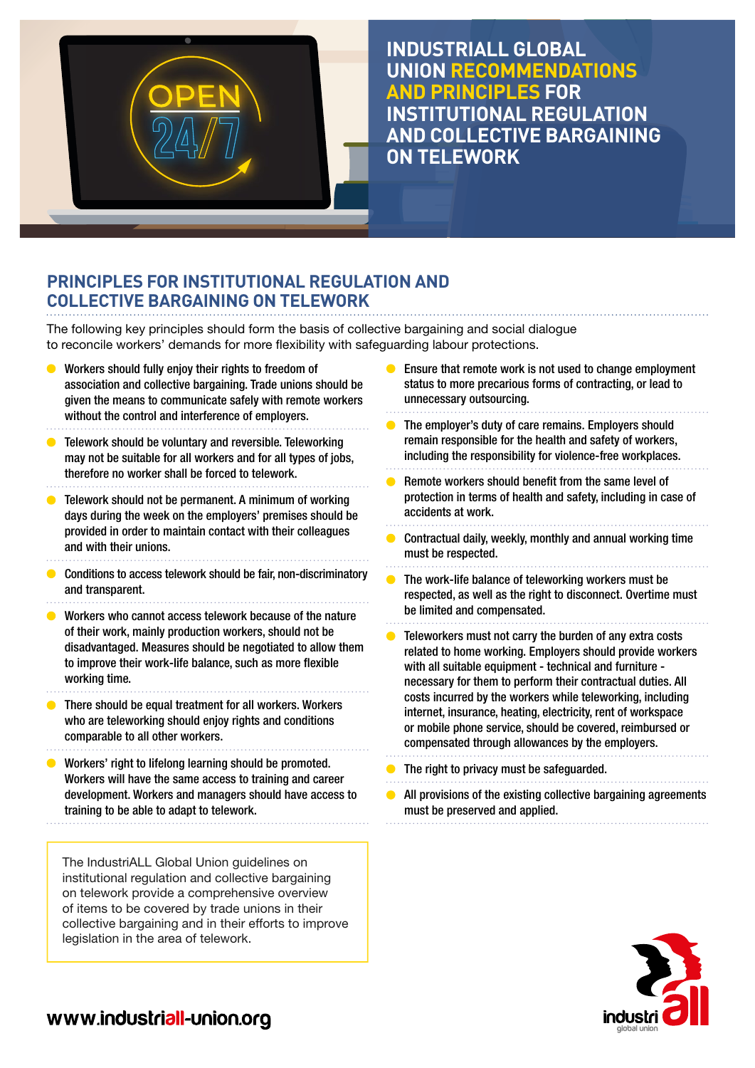# INDUSTRIALL GLOBAL UNION RECOMMENDATIONS AND PRINCIPLES FOR INSTITUTIONAL REGULATION AND COLLECTIVE BARGAINING ON TELEWORK

## PRINCIPLES FOR INSTITUTIONAL REGULATION AND COLLECTIVE BARGAINING ON TELEWORK

The following key principles should form the basis of collective bargaining and social dialogue to reconcile workers' demands for more flexibility with safeguarding labour protections.

- Workers should fully enjoy their rights to freedom of association and collective bargaining. Trade unions should be given the means to communicate safely with remote workers without the control and interference of employers.
- Telework should be voluntary and reversible. Teleworking may not be suitable for all workers and for all types of jobs, therefore no worker shall be forced to telework.
- Telework should not be permanent. A minimum of working days during the week on the employers' premises should be provided in order to maintain contact with their colleagues and with their unions.
- Conditions to access telework should be fair, non-discriminatory and transparent.
- Workers who cannot access telework because of the nature of their work, mainly production workers, should not be disadvantaged. Measures should be negotiated to allow them to improve their work-life balance, such as more flexible working time.
- There should be equal treatment for all workers. Workers who are teleworking should enjoy rights and conditions comparable to all other workers.
- Workers' right to lifelong learning should be promoted. Workers will have the same access to training and career development. Workers and managers should have access to training to be able to adapt to telework.
- Ensure that remote work is not used to change employment status to more precarious forms of contracting, or lead to unnecessary outsourcing.
- The employer's duty of care remains. Employers should remain responsible for the health and safety of workers, including the responsibility for violence-free workplaces.
- Remote workers should benefit from the same level of protection in terms of health and safety, including in case of accidents at work.
- Contractual daily, weekly, monthly and annual working time must be respected.
- The work-life balance of teleworking workers must be respected, as well as the right to disconnect. Overtime must be limited and compensated.
- Teleworkers must not carry the burden of any extra costs related to home working. Employers should provide workers with all suitable equipment - technical and furniture - necessary for them to perform their contractual duties. All costs incurred by the workers while teleworking, including internet, insurance, heating, electricity, rent of workspace or mobile phone service, should be covered, reimbursed or compensated through allowances by the employers.
- The right to privacy must be safeguarded.
- All provisions of the existing collective bargaining agreements must be preserved and applied.

The IndustriALL Global Union guidelines on institutional regulation and collective bargaining on telework provide a comprehensive overview of items to be covered by trade unions in their collective bargaining and in their efforts to improve legislation in the area of telework.

www.industriall-union.org